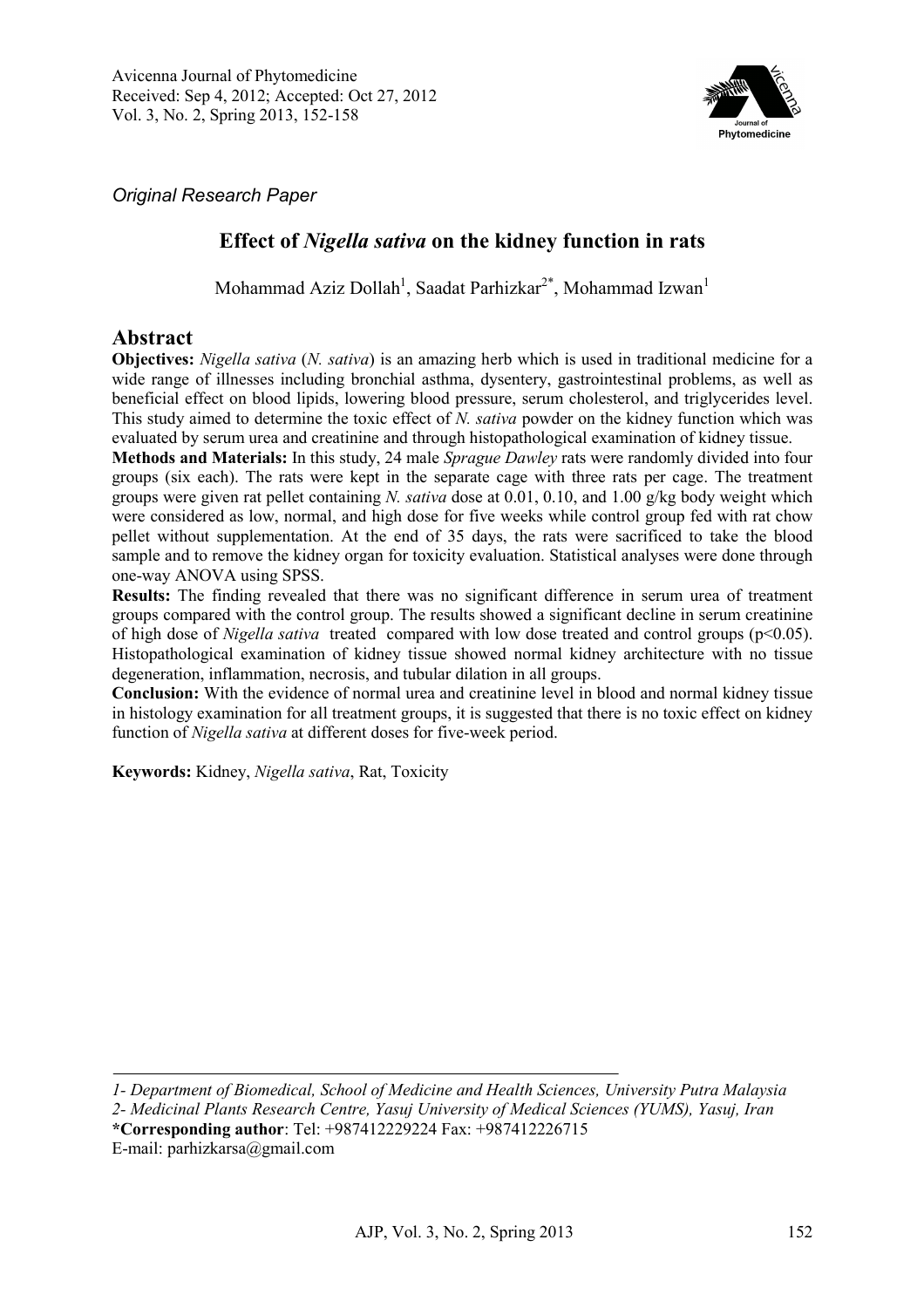*Original Research Paper*

# Effect of *Nigella sativa* on the kidney function in rats

Mohammad Aziz Dollah[1], Saadat Parhizkar[2*], Mohammad Izwan[1]

## Abstract

**Objectives:** *Nigella sativa* (*N. sativa*) is an amazing herb which is used in traditional medicine for a wide range of illnesses including bronchial asthma, dysentery, gastrointestinal problems, as well as beneficial effect on blood lipids, lowering blood pressure, serum cholesterol, and triglycerides level. This study aimed to determine the toxic effect of *N. sativa* powder on the kidney function which was evaluated by serum urea and creatinine and through histopathological examination of kidney tissue.

**Methods and Materials:** In this study, 24 male *Sprague Dawley* rats were randomly divided into four groups (six each). The rats were kept in the separate cage with three rats per cage. The treatment groups were given rat pellet containing *N. sativa* dose at 0.01, 0.10, and 1.00 g/kg body weight which were considered as low, normal, and high dose for five weeks while control group fed with rat chow pellet without supplementation. At the end of 35 days, the rats were sacrificed to take the blood sample and to remove the kidney organ for toxicity evaluation. Statistical analyses were done through one-way ANOVA using SPSS.

**Results:** The finding revealed that there was no significant difference in serum urea of treatment groups compared with the control group. The results showed a significant decline in serum creatinine of high dose of *Nigella sativa* treated compared with low dose treated and control groups ($p<0.05$). Histopathological examination of kidney tissue showed normal kidney architecture with no tissue degeneration, inflammation, necrosis, and tubular dilation in all groups.

**Conclusion:** With the evidence of normal urea and creatinine level in blood and normal kidney tissue in histology examination for all treatment groups, it is suggested that there is no toxic effect on kidney function of *Nigella sativa* at different doses for five-week period.

**Keywords:** Kidney, *Nigella sativa*, Rat, Toxicity

---

*1- Department of Biomedical, School of Medicine and Health Sciences, University Putra Malaysia*

*2- Medicinal Plants Research Centre, Yasuj University of Medical Sciences (YUMS), Yasuj, Iran*

**\*Corresponding author**: Tel: +987412229224 Fax: +987412226715

E-mail: parhizkarsa@gmail.com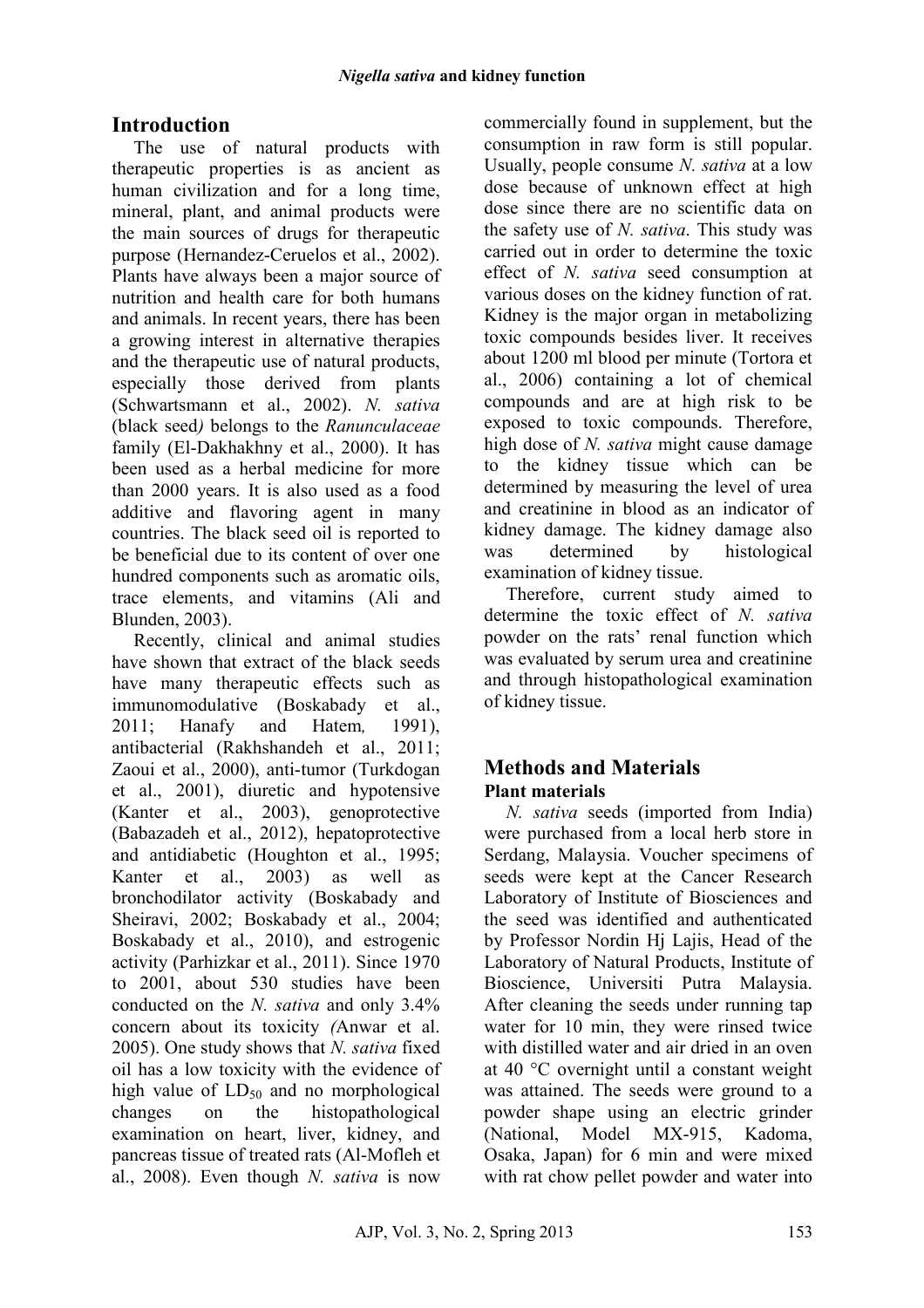## Introduction

The use of natural products with therapeutic properties is as ancient as human civilization and for a long time, mineral, plant, and animal products were the main sources of drugs for therapeutic purpose (Hernandez-Ceruelos et al., 2002). Plants have always been a major source of nutrition and health care for both humans and animals. In recent years, there has been a growing interest in alternative therapies and the therapeutic use of natural products, especially those derived from plants (Schwartsmann et al., 2002). *N. sativa* (black seed*)* belongs to the *Ranunculaceae* family (El-Dakhakhny et al., 2000). It has been used as a herbal medicine for more than 2000 years. It is also used as a food additive and flavoring agent in many countries. The black seed oil is reported to be beneficial due to its content of over one hundred components such as aromatic oils, trace elements, and vitamins (Ali and Blunden, 2003).

Recently, clinical and animal studies have shown that extract of the black seeds have many therapeutic effects such as immunomodulative (Boskabady et al., 2011; Hanafy and Hatem*,* 1991), antibacterial (Rakhshandeh et al., 2011; Zaoui et al., 2000), anti-tumor (Turkdogan et al., 2001), diuretic and hypotensive (Kanter et al., 2003), genoprotective (Babazadeh et al., 2012), hepatoprotective and antidiabetic (Houghton et al., 1995; Kanter et al., 2003) as well as bronchodilator activity (Boskabady and Sheiravi, 2002; Boskabady et al., 2004; Boskabady et al., 2010), and estrogenic activity (Parhizkar et al., 2011). Since 1970 to 2001, about 530 studies have been conducted on the *N. sativa* and only 3.4% concern about its toxicity *(*Anwar et al. 2005). One study shows that *N. sativa* fixed oil has a low toxicity with the evidence of high value of $LD_{50}$ and no morphological changes on the histopathological examination on heart, liver, kidney, and pancreas tissue of treated rats (Al-Mofleh et al., 2008). Even though *N. sativa* is now commercially found in supplement, but the consumption in raw form is still popular. Usually, people consume *N. sativa* at a low dose because of unknown effect at high dose since there are no scientific data on the safety use of *N. sativa*. This study was carried out in order to determine the toxic effect of *N. sativa* seed consumption at various doses on the kidney function of rat. Kidney is the major organ in metabolizing toxic compounds besides liver. It receives about 1200 ml blood per minute (Tortora et al., 2006) containing a lot of chemical compounds and are at high risk to be exposed to toxic compounds. Therefore, high dose of *N. sativa* might cause damage to the kidney tissue which can be determined by measuring the level of urea and creatinine in blood as an indicator of kidney damage. The kidney damage also was determined by histological examination of kidney tissue.

Therefore, current study aimed to determine the toxic effect of *N. sativa* powder on the rats' renal function which was evaluated by serum urea and creatinine and through histopathological examination of kidney tissue.

## Methods and Materials

### Plant materials

*N. sativa* seeds (imported from India) were purchased from a local herb store in Serdang, Malaysia. Voucher specimens of seeds were kept at the Cancer Research Laboratory of Institute of Biosciences and the seed was identified and authenticated by Professor Nordin Hj Lajis, Head of the Laboratory of Natural Products, Institute of Bioscience, Universiti Putra Malaysia. After cleaning the seeds under running tap water for 10 min, they were rinsed twice with distilled water and air dried in an oven at 40 °C overnight until a constant weight was attained. The seeds were ground to a powder shape using an electric grinder (National, Model MX-915, Kadoma, Osaka, Japan) for 6 min and were mixed with rat chow pellet powder and water into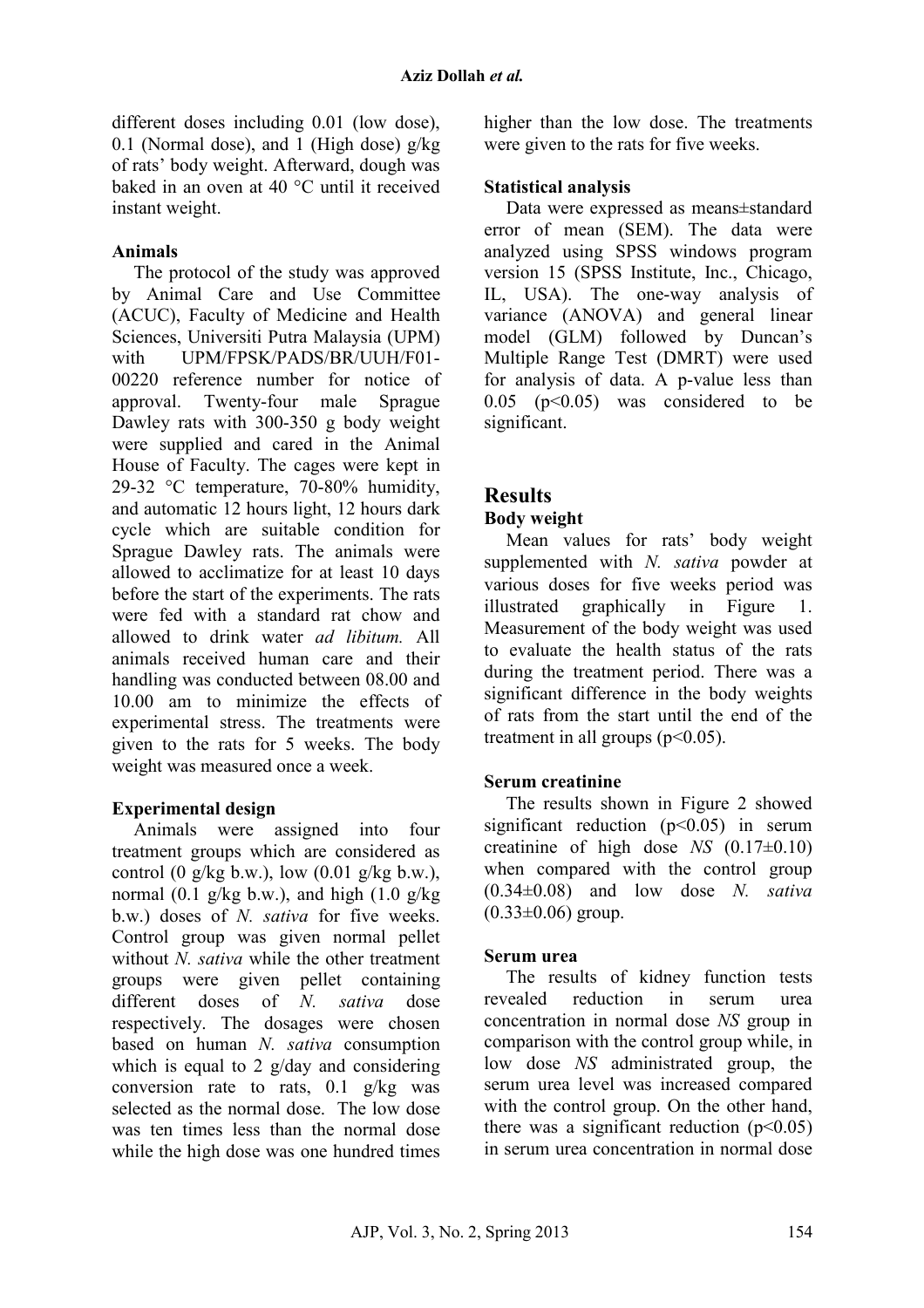different doses including 0.01 (low dose), 0.1 (Normal dose), and 1 (High dose) g/kg of rats' body weight. Afterward, dough was baked in an oven at 40 °C until it received instant weight.

### Animals

The protocol of the study was approved by Animal Care and Use Committee (ACUC), Faculty of Medicine and Health Sciences, Universiti Putra Malaysia (UPM) with UPM/FPSK/PADS/BR/UUH/F01-00220 reference number for notice of approval. Twenty-four male Sprague Dawley rats with 300-350 g body weight were supplied and cared in the Animal House of Faculty. The cages were kept in 29-32 °C temperature, 70-80% humidity, and automatic 12 hours light, 12 hours dark cycle which are suitable condition for Sprague Dawley rats. The animals were allowed to acclimatize for at least 10 days before the start of the experiments. The rats were fed with a standard rat chow and allowed to drink water *ad libitum.* All animals received human care and their handling was conducted between 08.00 and 10.00 am to minimize the effects of experimental stress. The treatments were given to the rats for 5 weeks. The body weight was measured once a week.

### Experimental design

Animals were assigned into four treatment groups which are considered as control (0 g/kg b.w.), low (0.01 g/kg b.w.), normal (0.1 g/kg b.w.), and high (1.0 g/kg b.w.) doses of *N. sativa* for five weeks. Control group was given normal pellet without *N. sativa* while the other treatment groups were given pellet containing different doses of *N. sativa* dose respectively. The dosages were chosen based on human *N. sativa* consumption which is equal to 2 g/day and considering conversion rate to rats, 0.1 g/kg was selected as the normal dose. The low dose was ten times less than the normal dose while the high dose was one hundred times higher than the low dose. The treatments were given to the rats for five weeks.

### Statistical analysis

Data were expressed as means±standard error of mean (SEM). The data were analyzed using SPSS windows program version 15 (SPSS Institute, Inc., Chicago, IL, USA). The one-way analysis of variance (ANOVA) and general linear model (GLM) followed by Duncan's Multiple Range Test (DMRT) were used for analysis of data. A p-value less than 0.05 ($p<0.05$) was considered to be significant.

## Results

### Body weight

Mean values for rats' body weight supplemented with *N. sativa* powder at various doses for five weeks period was illustrated graphically in Figure 1. Measurement of the body weight was used to evaluate the health status of the rats during the treatment period. There was a significant difference in the body weights of rats from the start until the end of the treatment in all groups ($p<0.05$).

### Serum creatinine

The results shown in Figure 2 showed significant reduction ($p<0.05$) in serum creatinine of high dose *NS* (0.17±0.10) when compared with the control group (0.34±0.08) and low dose *N. sativa* (0.33±0.06) group.

### Serum urea

The results of kidney function tests revealed reduction in serum urea concentration in normal dose *NS* group in comparison with the control group while, in low dose *NS* administrated group, the serum urea level was increased compared with the control group. On the other hand, there was a significant reduction ($p<0.05$) in serum urea concentration in normal dose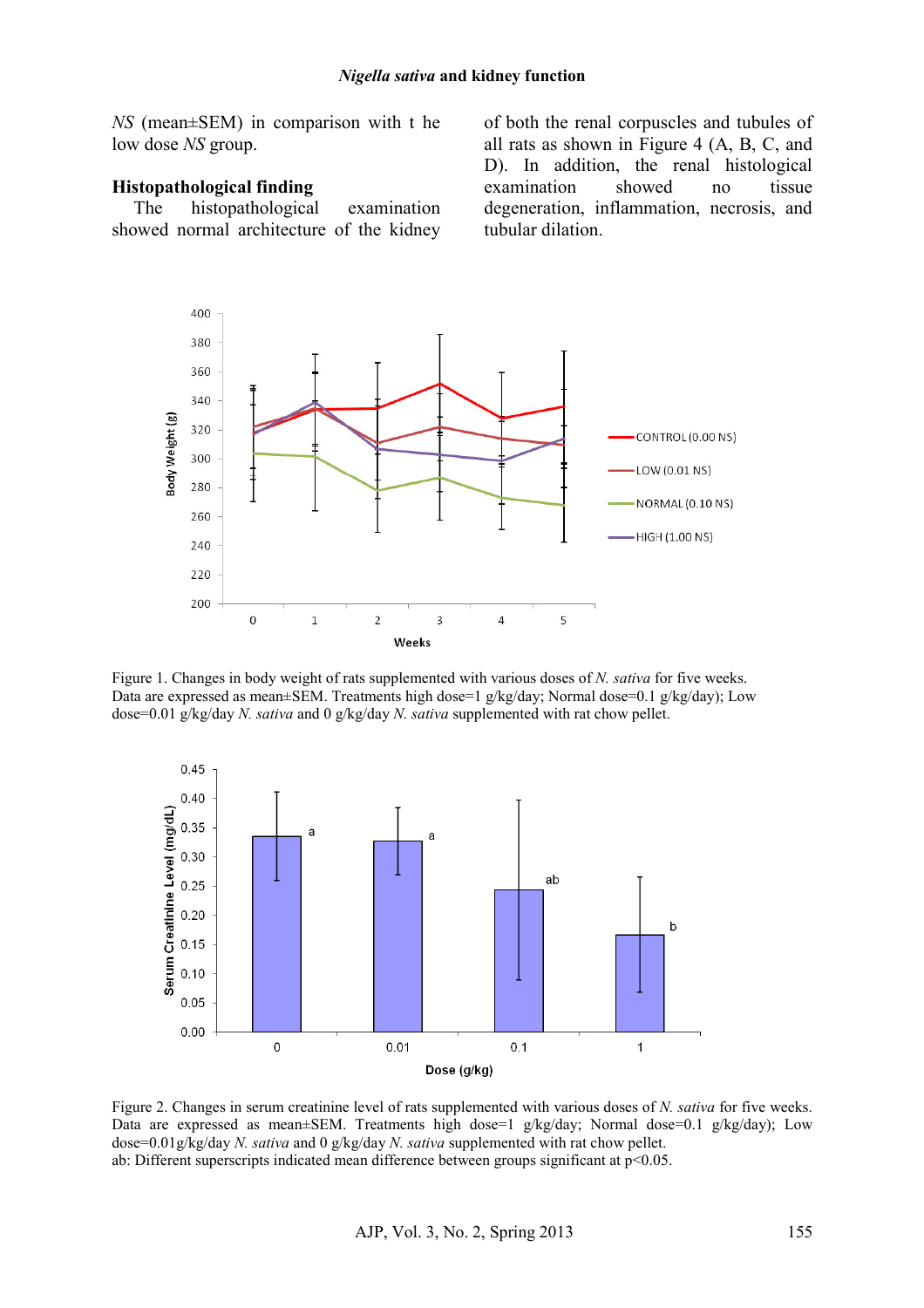*NS* (mean±SEM) in comparison with t he low dose *NS* group.

### Histopathological finding

The histopathological examination showed normal architecture of the kidney of both the renal corpuscles and tubules of all rats as shown in Figure 4 (A, B, C, and D). In addition, the renal histological examination showed no tissue degeneration, inflammation, necrosis, and tubular dilation.

Figure 1. Changes in body weight of rats supplemented with various doses of *N. sativa* for five weeks. Data are expressed as mean±SEM. Treatments high dose=1 g/kg/day; Normal dose=0.1 g/kg/day); Low dose=0.01 g/kg/day *N. sativa* and 0 g/kg/day *N. sativa* supplemented with rat chow pellet.

Figure 2. Changes in serum creatinine level of rats supplemented with various doses of *N. sativa* for five weeks. Data are expressed as mean±SEM. Treatments high dose=1 g/kg/day; Normal dose=0.1 g/kg/day); Low dose=0.01g/kg/day *N. sativa* and 0 g/kg/day *N. sativa* supplemented with rat chow pellet.
ab: Different superscripts indicated mean difference between groups significant at $p<0.05$.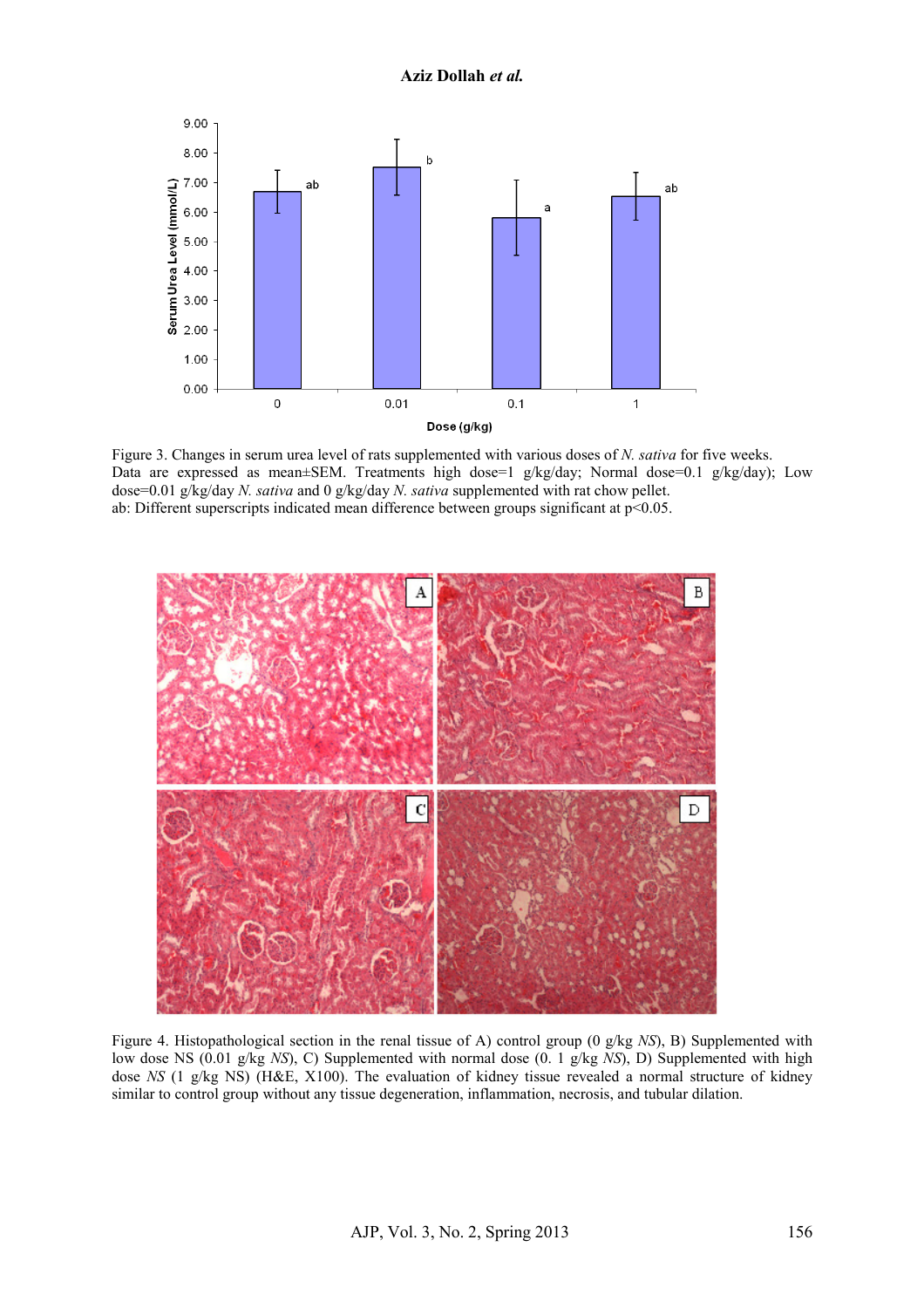Figure 3. Changes in serum urea level of rats supplemented with various doses of *N. sativa* for five weeks. Data are expressed as mean±SEM. Treatments high dose=1 g/kg/day; Normal dose=0.1 g/kg/day); Low dose=0.01 g/kg/day *N. sativa* and 0 g/kg/day *N. sativa* supplemented with rat chow pellet.
ab: Different superscripts indicated mean difference between groups significant at $p<0.05$.

Figure 4. Histopathological section in the renal tissue of A) control group (0 g/kg *NS*), B) Supplemented with low dose NS (0.01 g/kg *NS*), C) Supplemented with normal dose (0. 1 g/kg *NS*), D) Supplemented with high dose *NS* (1 g/kg NS) (H&E, X100). The evaluation of kidney tissue revealed a normal structure of kidney similar to control group without any tissue degeneration, inflammation, necrosis, and tubular dilation.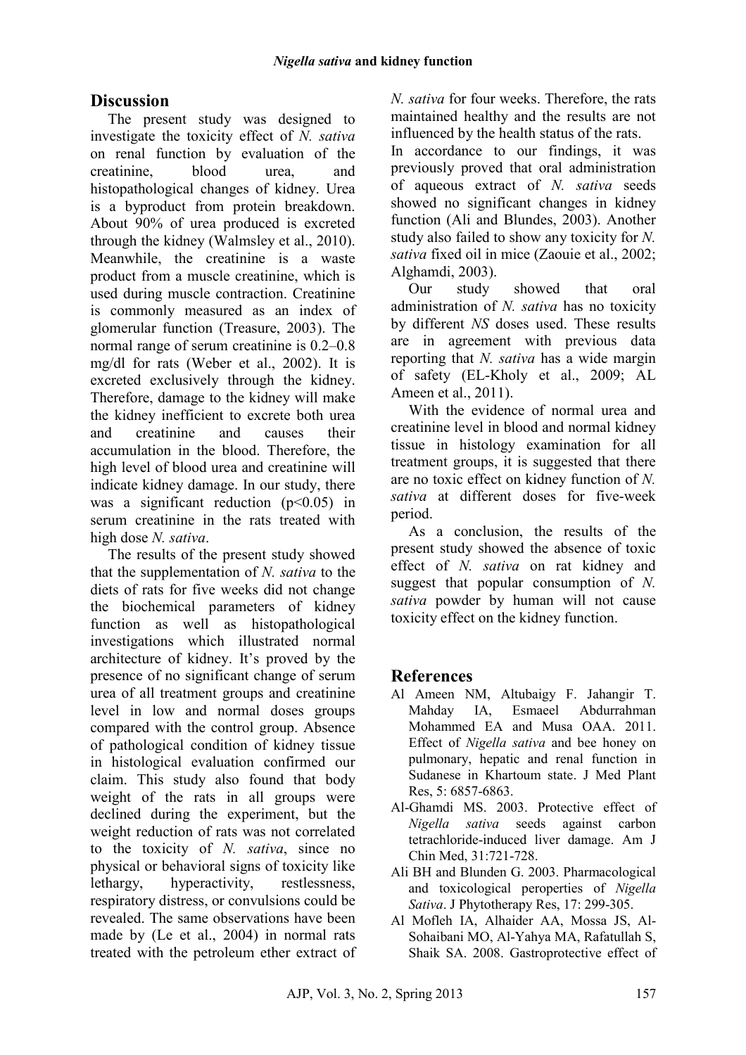## Discussion

The present study was designed to investigate the toxicity effect of *N. sativa* on renal function by evaluation of the creatinine, blood urea, and histopathological changes of kidney. Urea is a byproduct from protein breakdown. About 90% of urea produced is excreted through the kidney (Walmsley et al., 2010). Meanwhile, the creatinine is a waste product from a muscle creatinine, which is used during muscle contraction. Creatinine is commonly measured as an index of glomerular function (Treasure, 2003). The normal range of serum creatinine is 0.2–0.8 mg/dl for rats (Weber et al., 2002). It is excreted exclusively through the kidney. Therefore, damage to the kidney will make the kidney inefficient to excrete both urea and creatinine and causes their accumulation in the blood. Therefore, the high level of blood urea and creatinine will indicate kidney damage. In our study, there was a significant reduction ($p<0.05$) in serum creatinine in the rats treated with high dose *N. sativa*.

The results of the present study showed that the supplementation of *N. sativa* to the diets of rats for five weeks did not change the biochemical parameters of kidney function as well as histopathological investigations which illustrated normal architecture of kidney. It's proved by the presence of no significant change of serum urea of all treatment groups and creatinine level in low and normal doses groups compared with the control group. Absence of pathological condition of kidney tissue in histological evaluation confirmed our claim. This study also found that body weight of the rats in all groups were declined during the experiment, but the weight reduction of rats was not correlated to the toxicity of *N. sativa*, since no physical or behavioral signs of toxicity like lethargy, hyperactivity, restlessness, respiratory distress, or convulsions could be revealed. The same observations have been made by (Le et al., 2004) in normal rats treated with the petroleum ether extract of *N. sativa* for four weeks. Therefore, the rats maintained healthy and the results are not influenced by the health status of the rats.

In accordance to our findings, it was previously proved that oral administration of aqueous extract of *N. sativa* seeds showed no significant changes in kidney function (Ali and Blundes, 2003). Another study also failed to show any toxicity for *N. sativa* fixed oil in mice (Zaouie et al., 2002; Alghamdi, 2003).

Our study showed that oral administration of *N. sativa* has no toxicity by different *NS* doses used. These results are in agreement with previous data reporting that *N. sativa* has a wide margin of safety (EL-Kholy et al., 2009; AL Ameen et al., 2011).

With the evidence of normal urea and creatinine level in blood and normal kidney tissue in histology examination for all treatment groups, it is suggested that there are no toxic effect on kidney function of *N. sativa* at different doses for five-week period.

As a conclusion, the results of the present study showed the absence of toxic effect of *N. sativa* on rat kidney and suggest that popular consumption of *N. sativa* powder by human will not cause toxicity effect on the kidney function.

## References

Al Ameen NM, Altubaigy F. Jahangir T. Mahday IA, Esmaeel Abdurrahman Mohammed EA and Musa OAA. 2011. Effect of *Nigella sativa* and bee honey on pulmonary, hepatic and renal function in Sudanese in Khartoum state. J Med Plant Res, 5: 6857-6863.

Al-Ghamdi MS. 2003. Protective effect of *Nigella sativa* seeds against carbon tetrachloride-induced liver damage. Am J Chin Med, 31:721-728.

Ali BH and Blunden G. 2003. Pharmacological and toxicological peroperties of *Nigella Sativa*. J Phytotherapy Res, 17: 299-305.

Al Mofleh IA, Alhaider AA, Mossa JS, Al-Sohaibani MO, Al-Yahya MA, Rafatullah S, Shaik SA. 2008. Gastroprotective effect of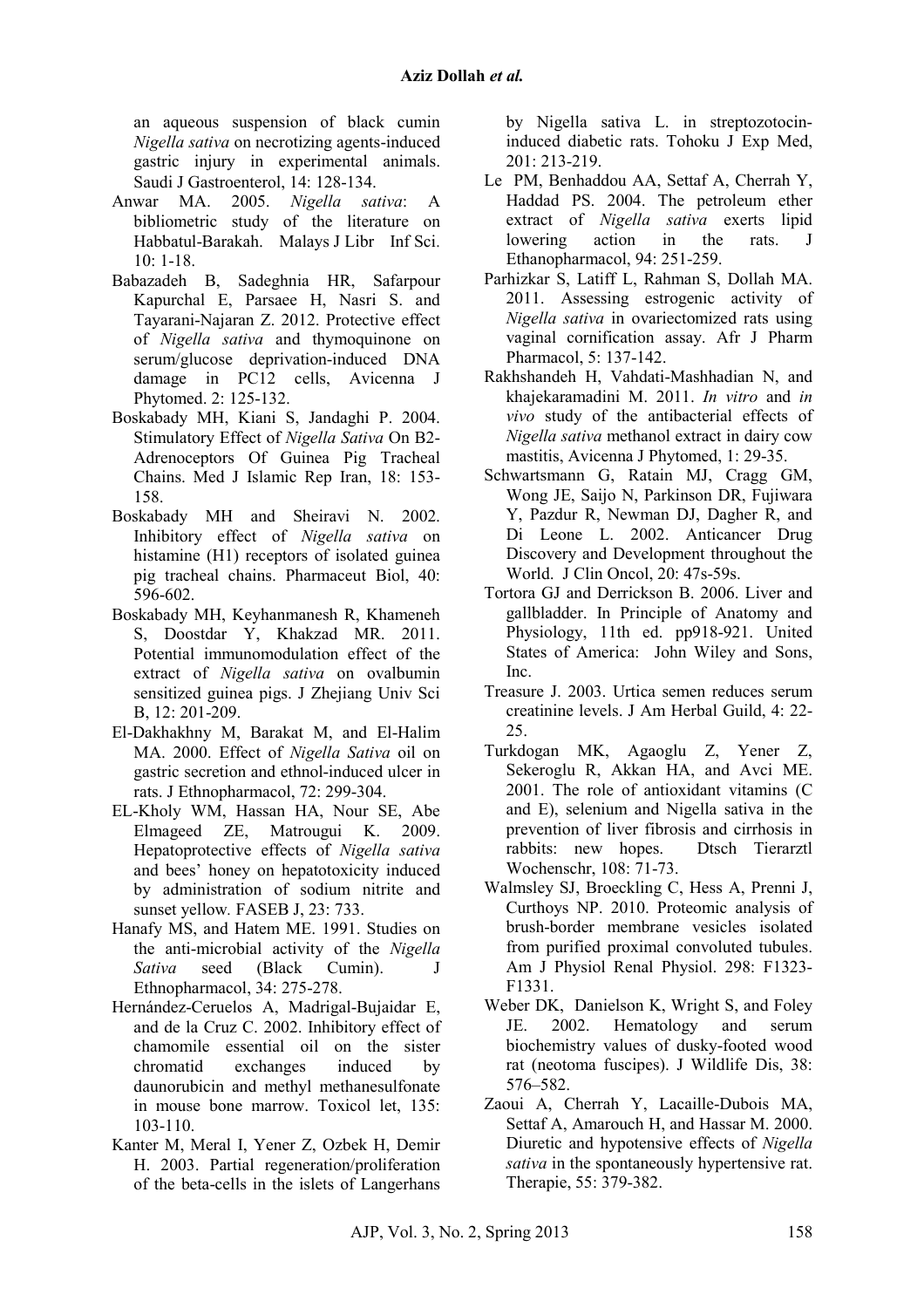an aqueous suspension of black cumin *Nigella sativa* on necrotizing agents-induced gastric injury in experimental animals. Saudi J Gastroenterol, 14: 128-134.

Anwar MA. 2005. *Nigella sativa*: A bibliometric study of the literature on Habbatul-Barakah. Malays J Libr Inf Sci. 10: 1-18.

Babazadeh B, Sadeghnia HR, Safarpour Kapurchal E, Parsaee H, Nasri S. and Tayarani-Najaran Z. 2012. Protective effect of *Nigella sativa* and thymoquinone on serum/glucose deprivation-induced DNA damage in PC12 cells, Avicenna J Phytomed. 2: 125-132.

Boskabady MH, Kiani S, Jandaghi P. 2004. Stimulatory Effect of *Nigella Sativa* On B2-Adrenoceptors Of Guinea Pig Tracheal Chains. Med J Islamic Rep Iran, 18: 153-158.

Boskabady MH and Sheiravi N. 2002. Inhibitory effect of *Nigella sativa* on histamine (H1) receptors of isolated guinea pig tracheal chains. Pharmaceut Biol, 40: 596-602.

Boskabady MH, Keyhanmanesh R, Khameneh S, Doostdar Y, Khakzad MR. 2011. Potential immunomodulation effect of the extract of *Nigella sativa* on ovalbumin sensitized guinea pigs. J Zhejiang Univ Sci B, 12: 201-209.

El-Dakhakhny M, Barakat M, and El-Halim MA. 2000. Effect of *Nigella Sativa* oil on gastric secretion and ethnol-induced ulcer in rats. J Ethnopharmacol, 72: 299-304.

EL-Kholy WM, Hassan HA, Nour SE, Abe Elmageed ZE, Matrougui K. 2009. Hepatoprotective effects of *Nigella sativa* and bees' honey on hepatotoxicity induced by administration of sodium nitrite and sunset yellow. FASEB J, 23: 733.

Hanafy MS, and Hatem ME. 1991. Studies on the anti-microbial activity of the *Nigella Sativa* seed (Black Cumin). J Ethnopharmacol, 34: 275-278.

Hernández-Ceruelos A, Madrigal-Bujaidar E, and de la Cruz C. 2002. Inhibitory effect of chamomile essential oil on the sister chromatid exchanges induced by daunorubicin and methyl methanesulfonate in mouse bone marrow. Toxicol let, 135: 103-110.

Kanter M, Meral I, Yener Z, Ozbek H, Demir H. 2003. Partial regeneration/proliferation of the beta-cells in the islets of Langerhans by Nigella sativa L. in streptozotocin-induced diabetic rats. Tohoku J Exp Med, 201: 213-219.

Le PM, Benhaddou AA, Settaf A, Cherrah Y, Haddad PS. 2004. The petroleum ether extract of *Nigella sativa* exerts lipid lowering action in the rats. J Ethanopharmacol, 94: 251-259.

Parhizkar S, Latiff L, Rahman S, Dollah MA. 2011. Assessing estrogenic activity of *Nigella sativa* in ovariectomized rats using vaginal cornification assay. Afr J Pharm Pharmacol, 5: 137-142.

Rakhshandeh H, Vahdati-Mashhadian N, and khajekaramadini M. 2011. *In vitro* and *in vivo* study of the antibacterial effects of *Nigella sativa* methanol extract in dairy cow mastitis, Avicenna J Phytomed, 1: 29-35.

Schwartsmann G, Ratain MJ, Cragg GM, Wong JE, Saijo N, Parkinson DR, Fujiwara Y, Pazdur R, Newman DJ, Dagher R, and Di Leone L. 2002. Anticancer Drug Discovery and Development throughout the World. J Clin Oncol, 20: 47s-59s.

Tortora GJ and Derrickson B. 2006. Liver and gallbladder. In Principle of Anatomy and Physiology, 11th ed. pp918-921. United States of America: John Wiley and Sons, Inc.

Treasure J. 2003. Urtica semen reduces serum creatinine levels. J Am Herbal Guild, 4: 22-25.

Turkdogan MK, Agaoglu Z, Yener Z, Sekeroglu R, Akkan HA, and Avci ME. 2001. The role of antioxidant vitamins (C and E), selenium and Nigella sativa in the prevention of liver fibrosis and cirrhosis in rabbits: new hopes. Dtsch Tierarztl Wochenschr, 108: 71-73.

Walmsley SJ, Broeckling C, Hess A, Prenni J, Curthoys NP. 2010. Proteomic analysis of brush-border membrane vesicles isolated from purified proximal convoluted tubules. Am J Physiol Renal Physiol. 298: F1323-F1331.

Weber DK, Danielson K, Wright S, and Foley JE. 2002. Hematology and serum biochemistry values of dusky-footed wood rat (neotoma fuscipes). J Wildlife Dis, 38: 576–582.

Zaoui A, Cherrah Y, Lacaille-Dubois MA, Settaf A, Amarouch H, and Hassar M. 2000. Diuretic and hypotensive effects of *Nigella sativa* in the spontaneously hypertensive rat. Therapie, 55: 379-382.